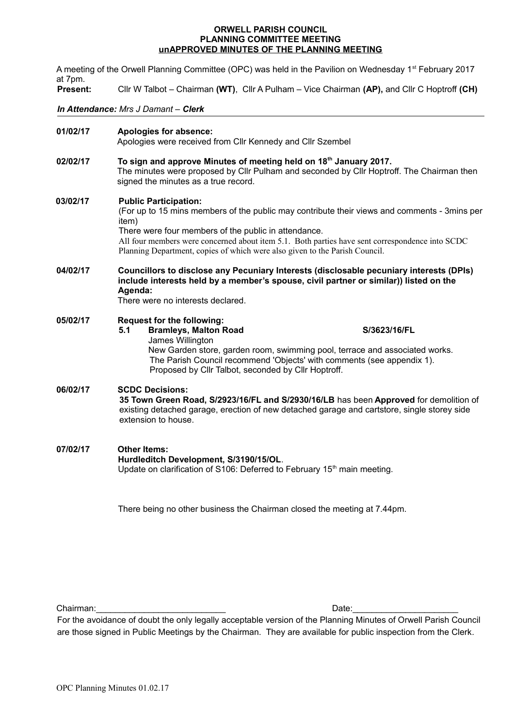# ORWELL PARISH COUNCIL
## PLANNING COMMITTEE MEETING
## unAPPROVED MINUTES OF THE PLANNING MEETING

A meeting of the Orwell Planning Committee (OPC) was held in the Pavilion on Wednesday 1st February 2017 at 7pm.

**Present:** Cllr W Talbot – Chairman **(WT)**, Cllr A Pulham – Vice Chairman **(AP),** and Cllr C Hoptroff **(CH)**

***In Attendance:** Mrs J Damant – **Clerk***

**01/02/17 Apologies for absence:**
Apologies were received from Cllr Kennedy and Cllr Szembel

**02/02/17 To sign and approve Minutes of meeting held on 18th January 2017.**
The minutes were proposed by Cllr Pulham and seconded by Cllr Hoptroff. The Chairman then signed the minutes as a true record.

**03/02/17 Public Participation:**
(For up to 15 mins members of the public may contribute their views and comments - 3mins per item)
There were four members of the public in attendance.
All four members were concerned about item 5.1. Both parties have sent correspondence into SCDC Planning Department, copies of which were also given to the Parish Council.

**04/02/17 Councillors to disclose any Pecuniary Interests (disclosable pecuniary interests (DPIs) include interests held by a member's spouse, civil partner or similar)) listed on the Agenda:**
There were no interests declared.

**05/02/17 Request for the following:**

**5.1 Bramleys, Malton Road S/3623/16/FL**
James Willington
New Garden store, garden room, swimming pool, terrace and associated works.
The Parish Council recommend 'Objects' with comments (see appendix 1).
Proposed by Cllr Talbot, seconded by Cllr Hoptroff.

**06/02/17 SCDC Decisions:**
**35 Town Green Road, S/2923/16/FL and S/2930/16/LB** has been **Approved** for demolition of existing detached garage, erection of new detached garage and cartstore, single storey side extension to house.

**07/02/17 Other Items:**
**Hurdleditch Development, S/3190/15/OL**.
Update on clarification of S106: Deferred to February 15th main meeting.

There being no other business the Chairman closed the meeting at 7.44pm.

Chairman:___________________________ Date:______________________

For the avoidance of doubt the only legally acceptable version of the Planning Minutes of Orwell Parish Council are those signed in Public Meetings by the Chairman. They are available for public inspection from the Clerk.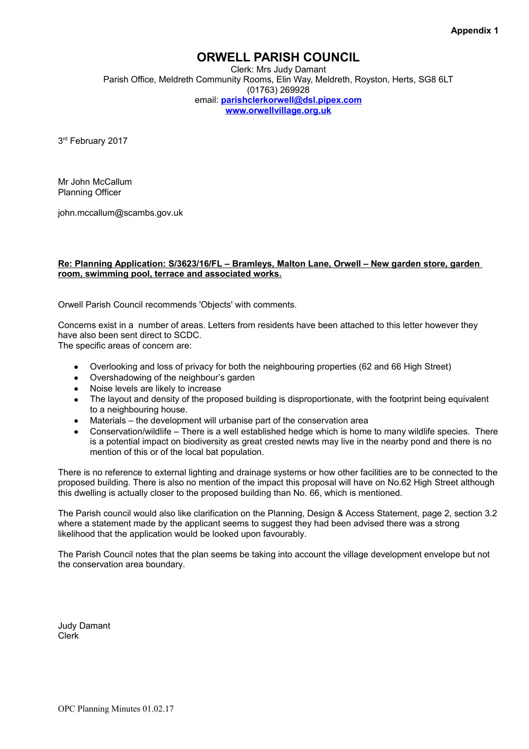**Appendix 1**

# ORWELL PARISH COUNCIL

Clerk: Mrs Judy Damant
Parish Office, Meldreth Community Rooms, Elin Way, Meldreth, Royston, Herts, SG8 6LT
(01763) 269928
email: **parishclerkorwell@dsl.pipex.com**
**www.orwellvillage.org.uk**

3rd February 2017

Mr John McCallum
Planning Officer

john.mccallum@scambs.gov.uk

**Re: Planning Application: S/3623/16/FL – Bramleys, Malton Lane, Orwell – New garden store, garden room, swimming pool, terrace and associated works.**

Orwell Parish Council recommends 'Objects' with comments.

Concerns exist in a number of areas. Letters from residents have been attached to this letter however they have also been sent direct to SCDC.
The specific areas of concern are:

- Overlooking and loss of privacy for both the neighbouring properties (62 and 66 High Street)
- Overshadowing of the neighbour's garden
- Noise levels are likely to increase
- The layout and density of the proposed building is disproportionate, with the footprint being equivalent to a neighbouring house.
- Materials – the development will urbanise part of the conservation area
- Conservation/wildlife – There is a well established hedge which is home to many wildlife species. There is a potential impact on biodiversity as great crested newts may live in the nearby pond and there is no mention of this or of the local bat population.

There is no reference to external lighting and drainage systems or how other facilities are to be connected to the proposed building. There is also no mention of the impact this proposal will have on No.62 High Street although this dwelling is actually closer to the proposed building than No. 66, which is mentioned.

The Parish council would also like clarification on the Planning, Design & Access Statement, page 2, section 3.2 where a statement made by the applicant seems to suggest they had been advised there was a strong likelihood that the application would be looked upon favourably.

The Parish Council notes that the plan seems be taking into account the village development envelope but not the conservation area boundary.

Judy Damant
Clerk

OPC Planning Minutes 01.02.17